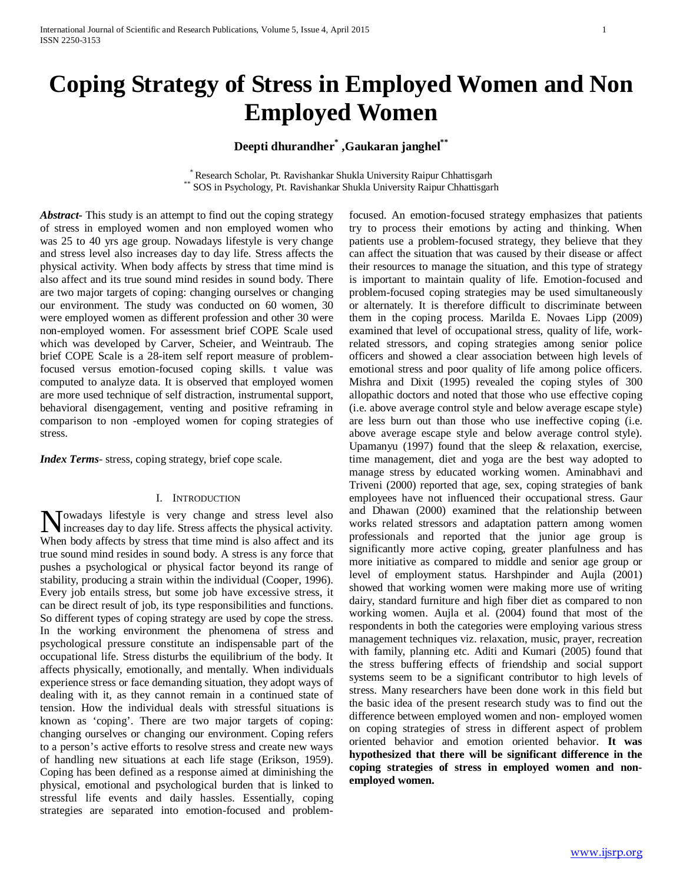# Coping Strategy of Stress in Employed Women and Non Employed Women

**Deepti dhurandher[*] ,Gaukaran janghel[**]**

[*] Research Scholar, Pt. Ravishankar Shukla University Raipur Chhattisgarh
[**] SOS in Psychology, Pt. Ravishankar Shukla University Raipur Chhattisgarh

***Abstract***- This study is an attempt to find out the coping strategy of stress in employed women and non employed women who was 25 to 40 yrs age group. Nowadays lifestyle is very change and stress level also increases day to day life. Stress affects the physical activity. When body affects by stress that time mind is also affect and its true sound mind resides in sound body. There are two major targets of coping: changing ourselves or changing our environment. The study was conducted on 60 women, 30 were employed women as different profession and other 30 were non-employed women. For assessment brief COPE Scale used which was developed by Carver, Scheier, and Weintraub. The brief COPE Scale is a 28-item self report measure of problem-focused versus emotion-focused coping skills. t value was computed to analyze data. It is observed that employed women are more used technique of self distraction, instrumental support, behavioral disengagement, venting and positive reframing in comparison to non -employed women for coping strategies of stress.

***Index Terms***- stress, coping strategy, brief cope scale.

## I. Introduction

Nowadays lifestyle is very change and stress level also increases day to day life. Stress affects the physical activity. When body affects by stress that time mind is also affect and its true sound mind resides in sound body. A stress is any force that pushes a psychological or physical factor beyond its range of stability, producing a strain within the individual (Cooper, 1996). Every job entails stress, but some job have excessive stress, it can be direct result of job, its type responsibilities and functions. So different types of coping strategy are used by cope the stress. In the working environment the phenomena of stress and psychological pressure constitute an indispensable part of the occupational life. Stress disturbs the equilibrium of the body. It affects physically, emotionally, and mentally. When individuals experience stress or face demanding situation, they adopt ways of dealing with it, as they cannot remain in a continued state of tension. How the individual deals with stressful situations is known as 'coping'. There are two major targets of coping: changing ourselves or changing our environment. Coping refers to a person's active efforts to resolve stress and create new ways of handling new situations at each life stage (Erikson, 1959). Coping has been defined as a response aimed at diminishing the physical, emotional and psychological burden that is linked to stressful life events and daily hassles. Essentially, coping strategies are separated into emotion-focused and problem-focused. An emotion-focused strategy emphasizes that patients try to process their emotions by acting and thinking. When patients use a problem-focused strategy, they believe that they can affect the situation that was caused by their disease or affect their resources to manage the situation, and this type of strategy is important to maintain quality of life. Emotion-focused and problem-focused coping strategies may be used simultaneously or alternately. It is therefore difficult to discriminate between them in the coping process. Marilda E. Novaes Lipp (2009) examined that level of occupational stress, quality of life, work-related stressors, and coping strategies among senior police officers and showed a clear association between high levels of emotional stress and poor quality of life among police officers. Mishra and Dixit (1995) revealed the coping styles of 300 allopathic doctors and noted that those who use effective coping (i.e. above average control style and below average escape style) are less burn out than those who use ineffective coping (i.e. above average escape style and below average control style). Upamanyu (1997) found that the sleep & relaxation, exercise, time management, diet and yoga are the best way adopted to manage stress by educated working women. Aminabhavi and Triveni (2000) reported that age, sex, coping strategies of bank employees have not influenced their occupational stress. Gaur and Dhawan (2000) examined that the relationship between works related stressors and adaptation pattern among women professionals and reported that the junior age group is significantly more active coping, greater planfulness and has more initiative as compared to middle and senior age group or level of employment status. Harshpinder and Aujla (2001) showed that working women were making more use of writing dairy, standard furniture and high fiber diet as compared to non working women. Aujla et al. (2004) found that most of the respondents in both the categories were employing various stress management techniques viz. relaxation, music, prayer, recreation with family, planning etc. Aditi and Kumari (2005) found that the stress buffering effects of friendship and social support systems seem to be a significant contributor to high levels of stress. Many researchers have been done work in this field but the basic idea of the present research study was to find out the difference between employed women and non- employed women on coping strategies of stress in different aspect of problem oriented behavior and emotion oriented behavior. **It was hypothesized that there will be significant difference in the coping strategies of stress in employed women and non-employed women.**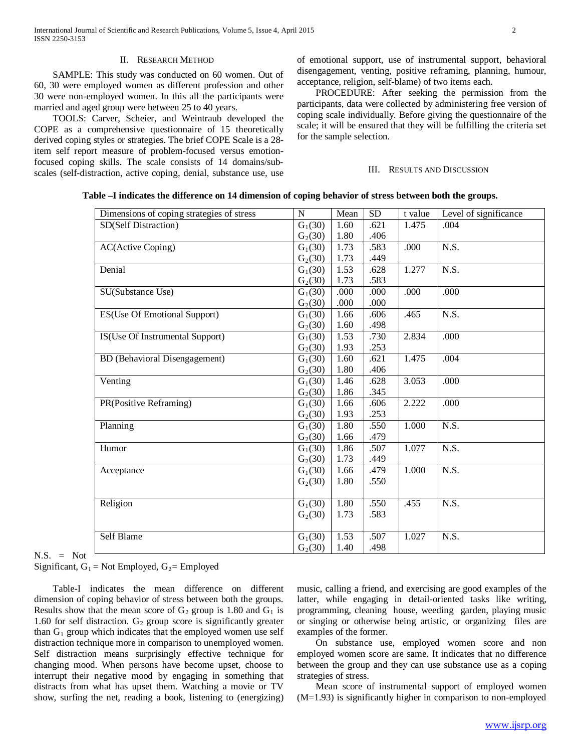## II. Research Method

SAMPLE: This study was conducted on 60 women. Out of 60, 30 were employed women as different profession and other 30 were non-employed women. In this all the participants were married and aged group were between 25 to 40 years.

TOOLS: Carver, Scheier, and Weintraub developed the COPE as a comprehensive questionnaire of 15 theoretically derived coping styles or strategies. The brief COPE Scale is a 28-item self report measure of problem-focused versus emotion-focused coping skills. The scale consists of 14 domains/sub-scales (self-distraction, active coping, denial, substance use, use of emotional support, use of instrumental support, behavioral disengagement, venting, positive reframing, planning, humour, acceptance, religion, self-blame) of two items each.

PROCEDURE: After seeking the permission from the participants, data were collected by administering free version of coping scale individually. Before giving the questionnaire of the scale; it will be ensured that they will be fulfilling the criteria set for the sample selection.

## III. Results and Discussion

**Table –I indicates the difference on 14 dimension of coping behavior of stress between both the groups.**

| Dimensions of coping strategies of stress | N | Mean | SD | t value | Level of significance |
|---|---|---|---|---|---|
| SD(Self Distraction) | $G_1$(30) | 1.60 | .621 | 1.475 | .004 |
| | $G_2$(30) | 1.80 | .406 | | |
| AC(Active Coping) | $G_1$(30) | 1.73 | .583 | .000 | N.S. |
| | $G_2$(30) | 1.73 | .449 | | |
| Denial | $G_1$(30) | 1.53 | .628 | 1.277 | N.S. |
| | $G_2$(30) | 1.73 | .583 | | |
| SU(Substance Use) | $G_1$(30) | .000 | .000 | .000 | .000 |
| | $G_2$(30) | .000 | .000 | | |
| ES(Use Of Emotional Support) | $G_1$(30) | 1.66 | .606 | .465 | N.S. |
| | $G_2$(30) | 1.60 | .498 | | |
| IS(Use Of Instrumental Support) | $G_1$(30) | 1.53 | .730 | 2.834 | .000 |
| | $G_2$(30) | 1.93 | .253 | | |
| BD (Behavioral Disengagement) | $G_1$(30) | 1.60 | .621 | 1.475 | .004 |
| | $G_2$(30) | 1.80 | .406 | | |
| Venting | $G_1$(30) | 1.46 | .628 | 3.053 | .000 |
| | $G_2$(30) | 1.86 | .345 | | |
| PR(Positive Reframing) | $G_1$(30) | 1.66 | .606 | 2.222 | .000 |
| | $G_2$(30) | 1.93 | .253 | | |
| Planning | $G_1$(30) | 1.80 | .550 | 1.000 | N.S. |
| | $G_2$(30) | 1.66 | .479 | | |
| Humor | $G_1$(30) | 1.86 | .507 | 1.077 | N.S. |
| | $G_2$(30) | 1.73 | .449 | | |
| Acceptance | $G_1$(30) | 1.66 | .479 | 1.000 | N.S. |
| | $G_2$(30) | 1.80 | .550 | | |
| Religion | $G_1$(30) | 1.80 | .550 | .455 | N.S. |
| | $G_2$(30) | 1.73 | .583 | | |
| Self Blame | $G_1$(30) | 1.53 | .507 | 1.027 | N.S. |
| | $G_2$(30) | 1.40 | .498 | | |

N.S. = Not Significant, $G_1$ = Not Employed, $G_2$ = Employed

Table-I indicates the mean difference on different dimension of coping behavior of stress between both the groups. Results show that the mean score of $G_2$ group is 1.80 and $G_1$ is 1.60 for self distraction. $G_2$ group score is significantly greater than $G_1$ group which indicates that the employed women use self distraction technique more in comparison to unemployed women. Self distraction means surprisingly effective technique for changing mood. When persons have become upset, choose to interrupt their negative mood by engaging in something that distracts from what has upset them. Watching a movie or TV show, surfing the net, reading a book, listening to (energizing) music, calling a friend, and exercising are good examples of the latter, while engaging in detail-oriented tasks like writing, programming, cleaning house, weeding garden, playing music or singing or otherwise being artistic, or organizing files are examples of the former.

On substance use, employed women score and non employed women score are same. It indicates that no difference between the group and they can use substance use as a coping strategies of stress.

Mean score of instrumental support of employed women (M=1.93) is significantly higher in comparison to non-employed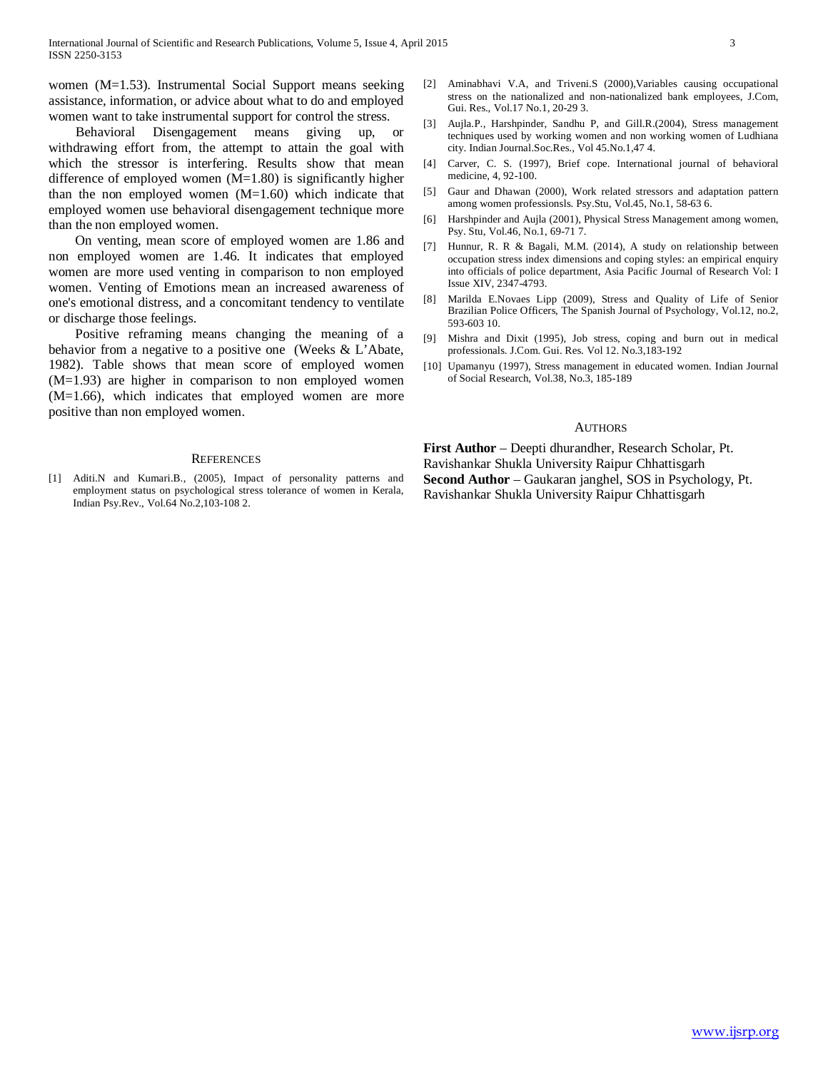women (M=1.53). Instrumental Social Support means seeking assistance, information, or advice about what to do and employed women want to take instrumental support for control the stress.

Behavioral Disengagement means giving up, or withdrawing effort from, the attempt to attain the goal with which the stressor is interfering. Results show that mean difference of employed women (M=1.80) is significantly higher than the non employed women (M=1.60) which indicate that employed women use behavioral disengagement technique more than the non employed women.

On venting, mean score of employed women are 1.86 and non employed women are 1.46. It indicates that employed women are more used venting in comparison to non employed women. Venting of Emotions mean an increased awareness of one's emotional distress, and a concomitant tendency to ventilate or discharge those feelings.

Positive reframing means changing the meaning of a behavior from a negative to a positive one (Weeks & L'Abate, 1982). Table shows that mean score of employed women (M=1.93) are higher in comparison to non employed women (M=1.66), which indicates that employed women are more positive than non employed women.

## References

[1] Aditi.N and Kumari.B., (2005), Impact of personality patterns and employment status on psychological stress tolerance of women in Kerala, Indian Psy.Rev., Vol.64 No.2,103-108 2.

[2] Aminabhavi V.A, and Triveni.S (2000),Variables causing occupational stress on the nationalized and non-nationalized bank employees, J.Com, Gui. Res., Vol.17 No.1, 20-29 3.

[3] Aujla.P., Harshpinder, Sandhu P, and Gill.R.(2004), Stress management techniques used by working women and non working women of Ludhiana city. Indian Journal.Soc.Res., Vol 45.No.1,47 4.

[4] Carver, C. S. (1997), Brief cope. International journal of behavioral medicine, 4, 92-100.

[5] Gaur and Dhawan (2000), Work related stressors and adaptation pattern among women professionsls. Psy.Stu, Vol.45, No.1, 58-63 6.

[6] Harshpinder and Aujla (2001), Physical Stress Management among women, Psy. Stu, Vol.46, No.1, 69-71 7.

[7] Hunnur, R. R & Bagali, M.M. (2014), A study on relationship between occupation stress index dimensions and coping styles: an empirical enquiry into officials of police department, Asia Pacific Journal of Research Vol: I Issue XIV, 2347-4793.

[8] Marilda E.Novaes Lipp (2009), Stress and Quality of Life of Senior Brazilian Police Officers, The Spanish Journal of Psychology, Vol.12, no.2, 593-603 10.

[9] Mishra and Dixit (1995), Job stress, coping and burn out in medical professionals. J.Com. Gui. Res. Vol 12. No.3,183-192

[10] Upamanyu (1997), Stress management in educated women. Indian Journal of Social Research, Vol.38, No.3, 185-189

## Authors

**First Author** – Deepti dhurandher, Research Scholar, Pt. Ravishankar Shukla University Raipur Chhattisgarh

**Second Author** – Gaukaran janghel, SOS in Psychology, Pt. Ravishankar Shukla University Raipur Chhattisgarh